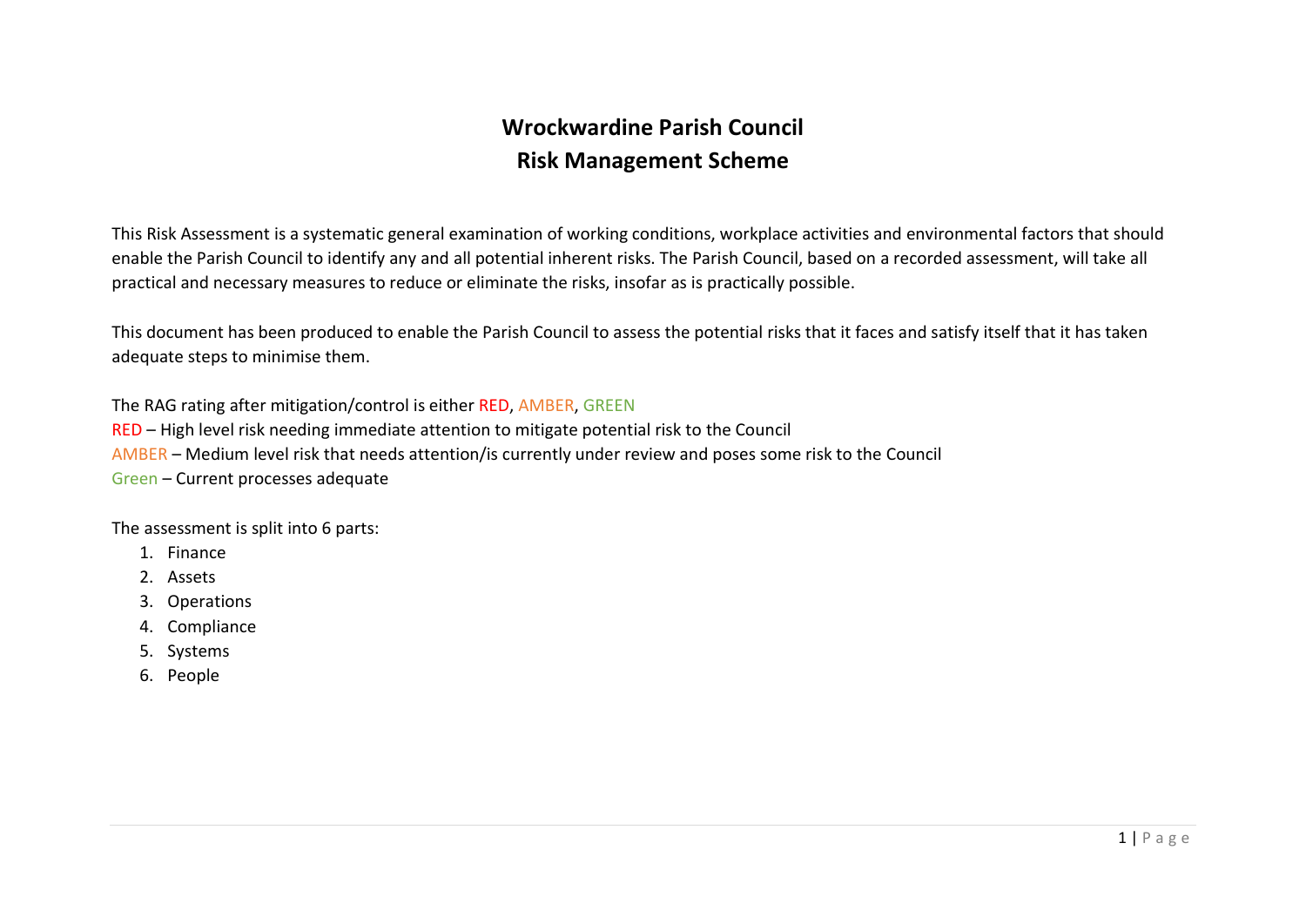# Wrockwardine Parish Council
# Risk Management Scheme

This Risk Assessment is a systematic general examination of working conditions, workplace activities and environmental factors that should enable the Parish Council to identify any and all potential inherent risks. The Parish Council, based on a recorded assessment, will take all practical and necessary measures to reduce or eliminate the risks, insofar as is practically possible.

This document has been produced to enable the Parish Council to assess the potential risks that it faces and satisfy itself that it has taken adequate steps to minimise them.

The RAG rating after mitigation/control is either RED, AMBER, GREEN

RED – High level risk needing immediate attention to mitigate potential risk to the Council

AMBER – Medium level risk that needs attention/is currently under review and poses some risk to the Council

Green – Current processes adequate

The assessment is split into 6 parts:

1. Finance
2. Assets
3. Operations
4. Compliance
5. Systems
6. People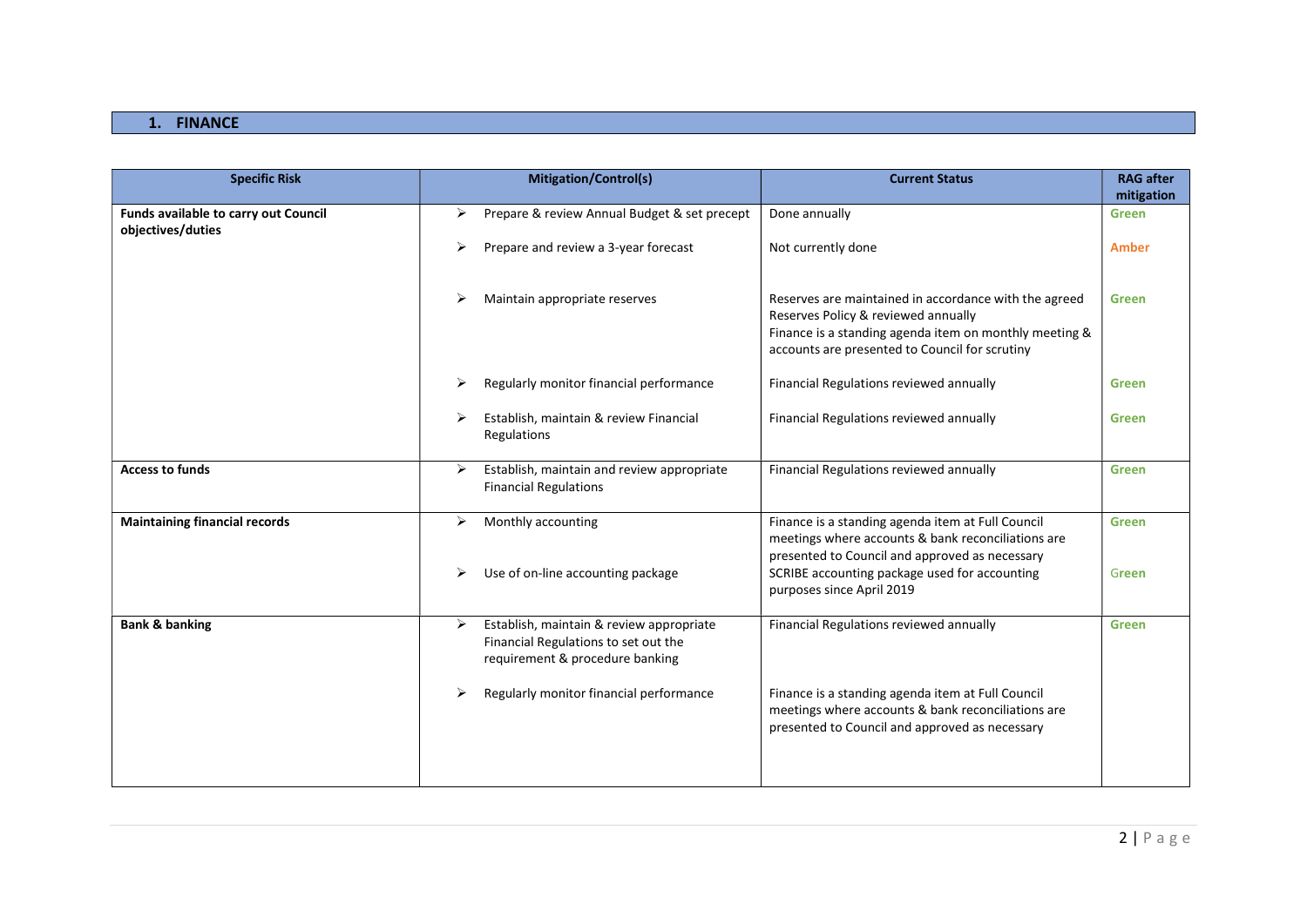## 1. FINANCE

| Specific Risk | Mitigation/Control(s) | Current Status | RAG after mitigation |
|---|---|---|---|
| **Funds available to carry out Council objectives/duties** | ➢ Prepare & review Annual Budget & set precept | Done annually | Green |
| | ➢ Prepare and review a 3-year forecast | Not currently done | Amber |
| | ➢ Maintain appropriate reserves | Reserves are maintained in accordance with the agreed Reserves Policy & reviewed annually<br>Finance is a standing agenda item on monthly meeting & accounts are presented to Council for scrutiny | Green |
| | ➢ Regularly monitor financial performance | Financial Regulations reviewed annually | Green |
| | ➢ Establish, maintain & review Financial Regulations | Financial Regulations reviewed annually | Green |
| **Access to funds** | ➢ Establish, maintain and review appropriate Financial Regulations | Financial Regulations reviewed annually | Green |
| **Maintaining financial records** | ➢ Monthly accounting | Finance is a standing agenda item at Full Council meetings where accounts & bank reconciliations are presented to Council and approved as necessary | Green |
| | ➢ Use of on-line accounting package | SCRIBE accounting package used for accounting purposes since April 2019 | Green |
| **Bank & banking** | ➢ Establish, maintain & review appropriate Financial Regulations to set out the requirement & procedure banking | Financial Regulations reviewed annually | Green |
| | ➢ Regularly monitor financial performance | Finance is a standing agenda item at Full Council meetings where accounts & bank reconciliations are presented to Council and approved as necessary | |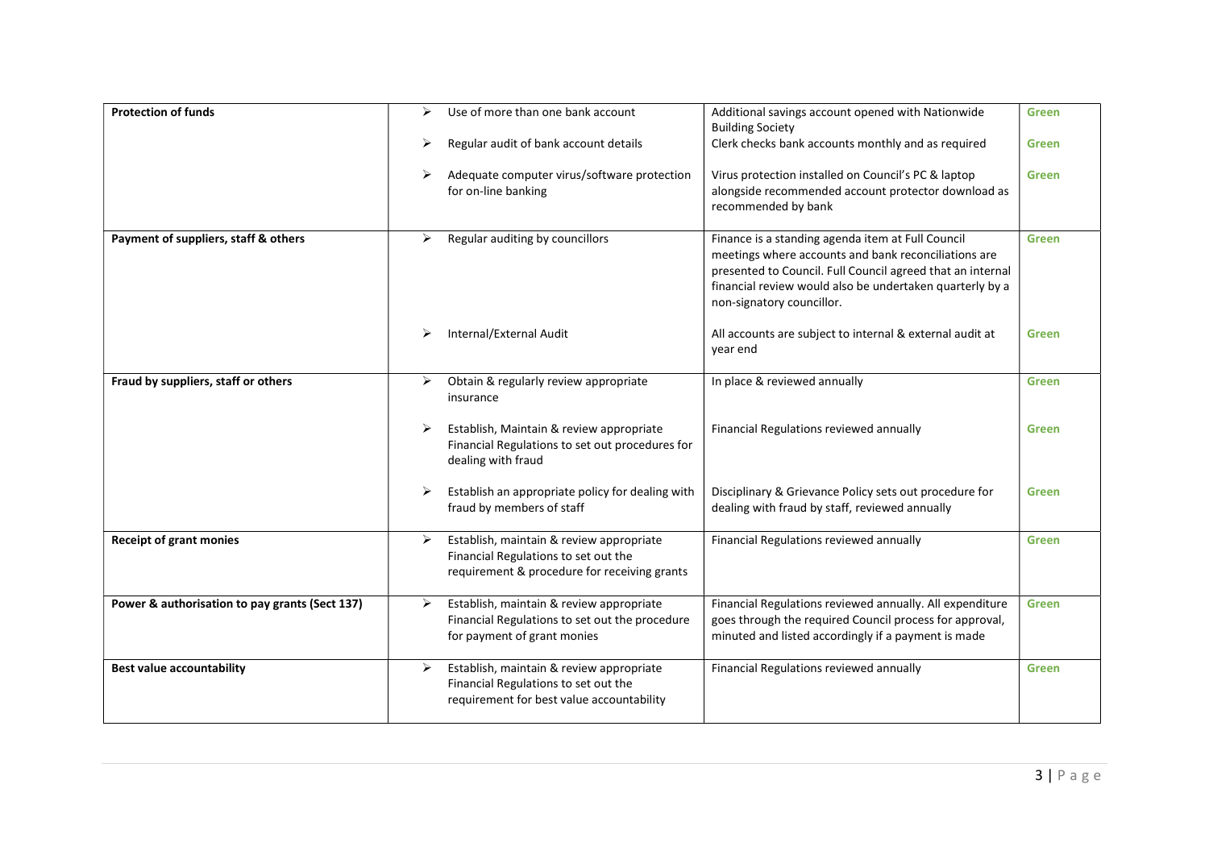| | | | |
|---|---|---|---|
| **Protection of funds** | ➢ Use of more than one bank account | Additional savings account opened with Nationwide Building Society | Green |
| | ➢ Regular audit of bank account details | Clerk checks bank accounts monthly and as required | Green |
| | ➢ Adequate computer virus/software protection for on-line banking | Virus protection installed on Council's PC & laptop alongside recommended account protector download as recommended by bank | Green |
| **Payment of suppliers, staff & others** | ➢ Regular auditing by councillors | Finance is a standing agenda item at Full Council meetings where accounts and bank reconciliations are presented to Council. Full Council agreed that an internal financial review would also be undertaken quarterly by a non-signatory councillor. | Green |
| | ➢ Internal/External Audit | All accounts are subject to internal & external audit at year end | Green |
| **Fraud by suppliers, staff or others** | ➢ Obtain & regularly review appropriate insurance | In place & reviewed annually | Green |
| | ➢ Establish, Maintain & review appropriate Financial Regulations to set out procedures for dealing with fraud | Financial Regulations reviewed annually | Green |
| | ➢ Establish an appropriate policy for dealing with fraud by members of staff | Disciplinary & Grievance Policy sets out procedure for dealing with fraud by staff, reviewed annually | Green |
| **Receipt of grant monies** | ➢ Establish, maintain & review appropriate Financial Regulations to set out the requirement & procedure for receiving grants | Financial Regulations reviewed annually | Green |
| **Power & authorisation to pay grants (Sect 137)** | ➢ Establish, maintain & review appropriate Financial Regulations to set out the procedure for payment of grant monies | Financial Regulations reviewed annually. All expenditure goes through the required Council process for approval, minuted and listed accordingly if a payment is made | Green |
| **Best value accountability** | ➢ Establish, maintain & review appropriate Financial Regulations to set out the requirement for best value accountability | Financial Regulations reviewed annually | Green |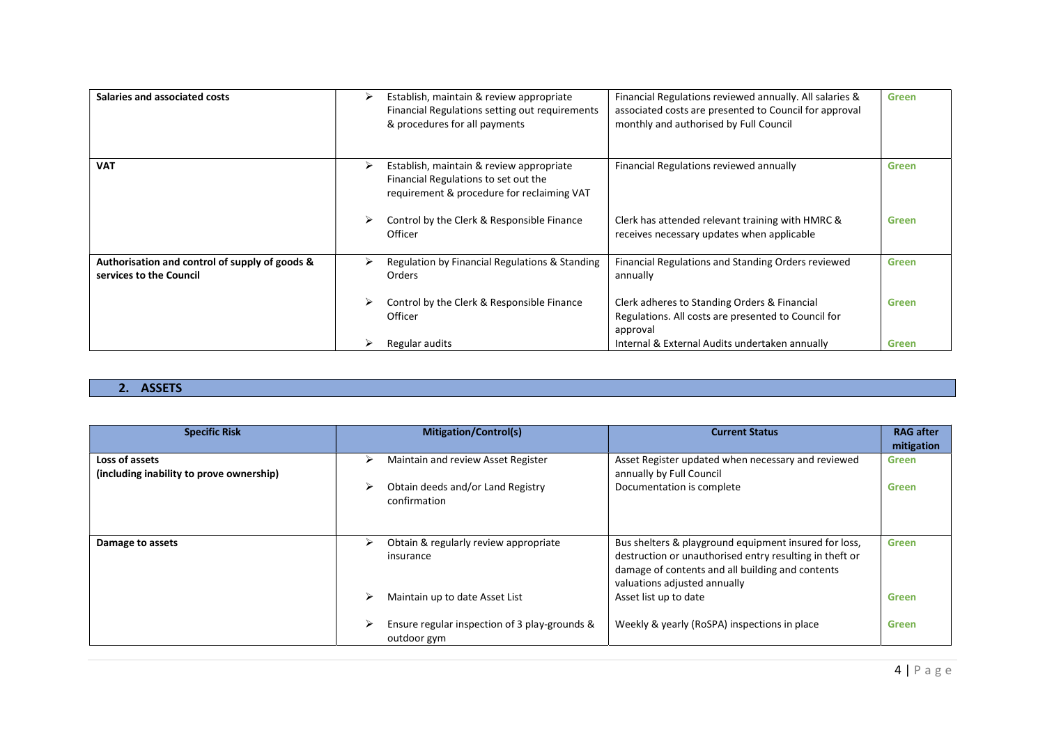| Salaries and associated costs | Establish, maintain & review appropriate Financial Regulations setting out requirements & procedures for all payments | Financial Regulations reviewed annually. All salaries & associated costs are presented to Council for approval monthly and authorised by Full Council | Green |
|---|---|---|---|
| **VAT** | Establish, maintain & review appropriate Financial Regulations to set out the requirement & procedure for reclaiming VAT | Financial Regulations reviewed annually | Green |
| | Control by the Clerk & Responsible Finance Officer | Clerk has attended relevant training with HMRC & receives necessary updates when applicable | Green |
| **Authorisation and control of supply of goods & services to the Council** | Regulation by Financial Regulations & Standing Orders | Financial Regulations and Standing Orders reviewed annually | Green |
| | Control by the Clerk & Responsible Finance Officer | Clerk adheres to Standing Orders & Financial Regulations. All costs are presented to Council for approval | Green |
| | Regular audits | Internal & External Audits undertaken annually | Green |

## 2. ASSETS

| Specific Risk | Mitigation/Control(s) | Current Status | RAG after mitigation |
|---|---|---|---|
| **Loss of assets (including inability to prove ownership)** | Maintain and review Asset Register | Asset Register updated when necessary and reviewed annually by Full Council | Green |
| | Obtain deeds and/or Land Registry confirmation | Documentation is complete | Green |
| **Damage to assets** | Obtain & regularly review appropriate insurance | Bus shelters & playground equipment insured for loss, destruction or unauthorised entry resulting in theft or damage of contents and all building and contents valuations adjusted annually | Green |
| | Maintain up to date Asset List | Asset list up to date | Green |
| | Ensure regular inspection of 3 play-grounds & outdoor gym | Weekly & yearly (RoSPA) inspections in place | Green |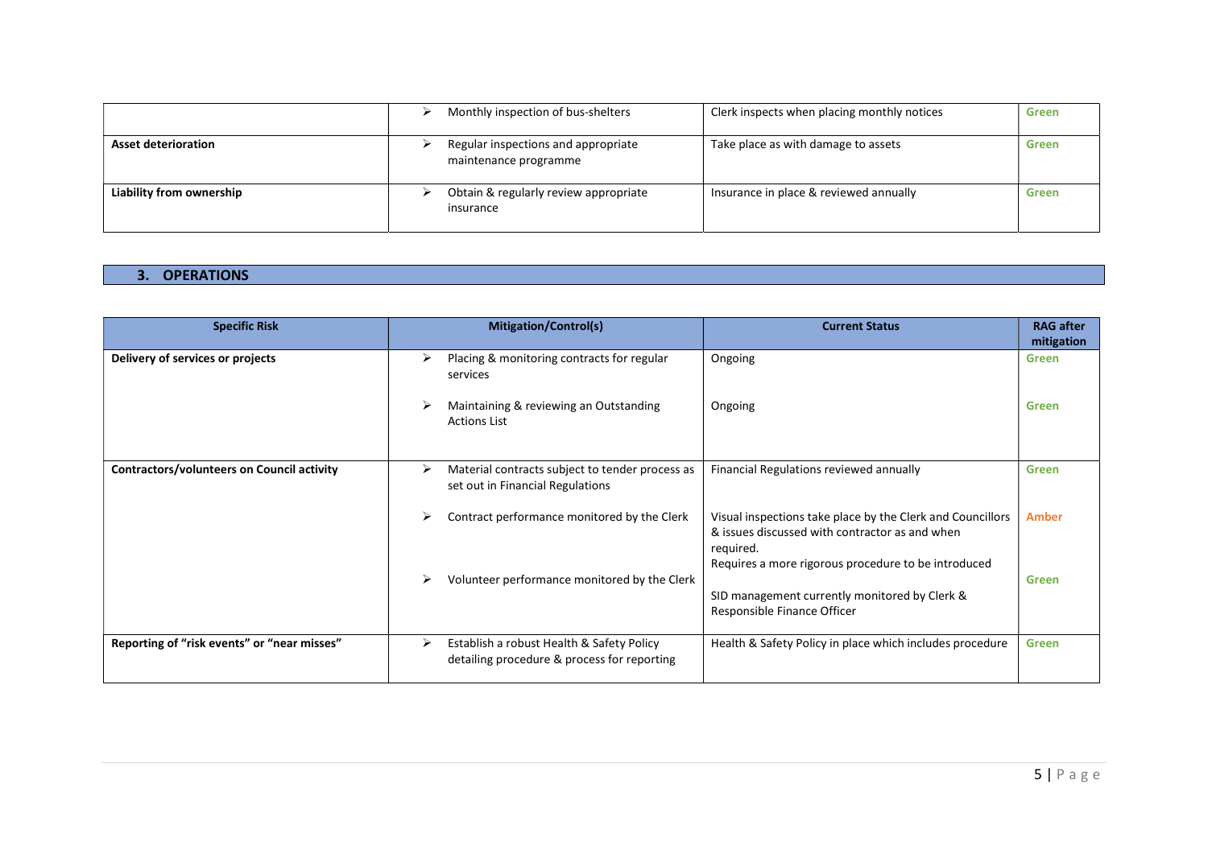| | | | |
|---|---|---|---|
| | ➢ Monthly inspection of bus-shelters | Clerk inspects when placing monthly notices | Green |
| **Asset deterioration** | ➢ Regular inspections and appropriate maintenance programme | Take place as with damage to assets | Green |
| **Liability from ownership** | ➢ Obtain & regularly review appropriate insurance | Insurance in place & reviewed annually | Green |

## 3. OPERATIONS

| Specific Risk | Mitigation/Control(s) | Current Status | RAG after mitigation |
|---|---|---|---|
| **Delivery of services or projects** | ➢ Placing & monitoring contracts for regular services | Ongoing | Green |
| | ➢ Maintaining & reviewing an Outstanding Actions List | Ongoing | Green |
| **Contractors/volunteers on Council activity** | ➢ Material contracts subject to tender process as set out in Financial Regulations | Financial Regulations reviewed annually | Green |
| | ➢ Contract performance monitored by the Clerk | Visual inspections take place by the Clerk and Councillors & issues discussed with contractor as and when required. Requires a more rigorous procedure to be introduced | Amber |
| | ➢ Volunteer performance monitored by the Clerk | SID management currently monitored by Clerk & Responsible Finance Officer | Green |
| **Reporting of "risk events" or "near misses"** | ➢ Establish a robust Health & Safety Policy detailing procedure & process for reporting | Health & Safety Policy in place which includes procedure | Green |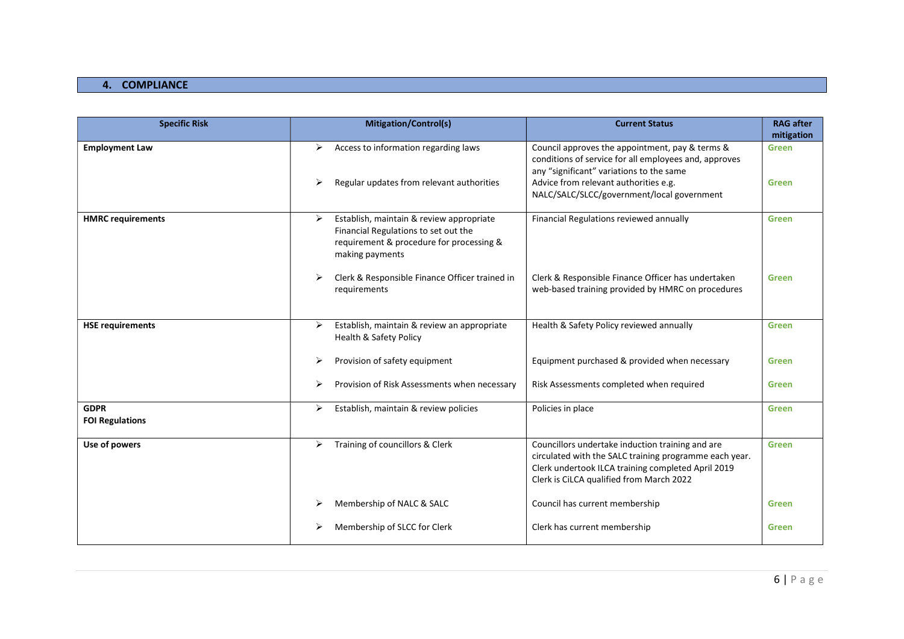## 4. COMPLIANCE

| Specific Risk | Mitigation/Control(s) | Current Status | RAG after mitigation |
|---|---|---|---|
| **Employment Law** | ➢ Access to information regarding laws | Council approves the appointment, pay & terms & conditions of service for all employees and, approves any "significant" variations to the same | Green |
| | ➢ Regular updates from relevant authorities | Advice from relevant authorities e.g. NALC/SALC/SLCC/government/local government | Green |
| **HMRC requirements** | ➢ Establish, maintain & review appropriate Financial Regulations to set out the requirement & procedure for processing & making payments | Financial Regulations reviewed annually | Green |
| | ➢ Clerk & Responsible Finance Officer trained in requirements | Clerk & Responsible Finance Officer has undertaken web-based training provided by HMRC on procedures | Green |
| **HSE requirements** | ➢ Establish, maintain & review an appropriate Health & Safety Policy | Health & Safety Policy reviewed annually | Green |
| | ➢ Provision of safety equipment | Equipment purchased & provided when necessary | Green |
| | ➢ Provision of Risk Assessments when necessary | Risk Assessments completed when required | Green |
| **GDPR** **FOI Regulations** | ➢ Establish, maintain & review policies | Policies in place | Green |
| **Use of powers** | ➢ Training of councillors & Clerk | Councillors undertake induction training and are circulated with the SALC training programme each year. Clerk undertook ILCA training completed April 2019 Clerk is CiLCA qualified from March 2022 | Green |
| | ➢ Membership of NALC & SALC | Council has current membership | Green |
| | ➢ Membership of SLCC for Clerk | Clerk has current membership | Green |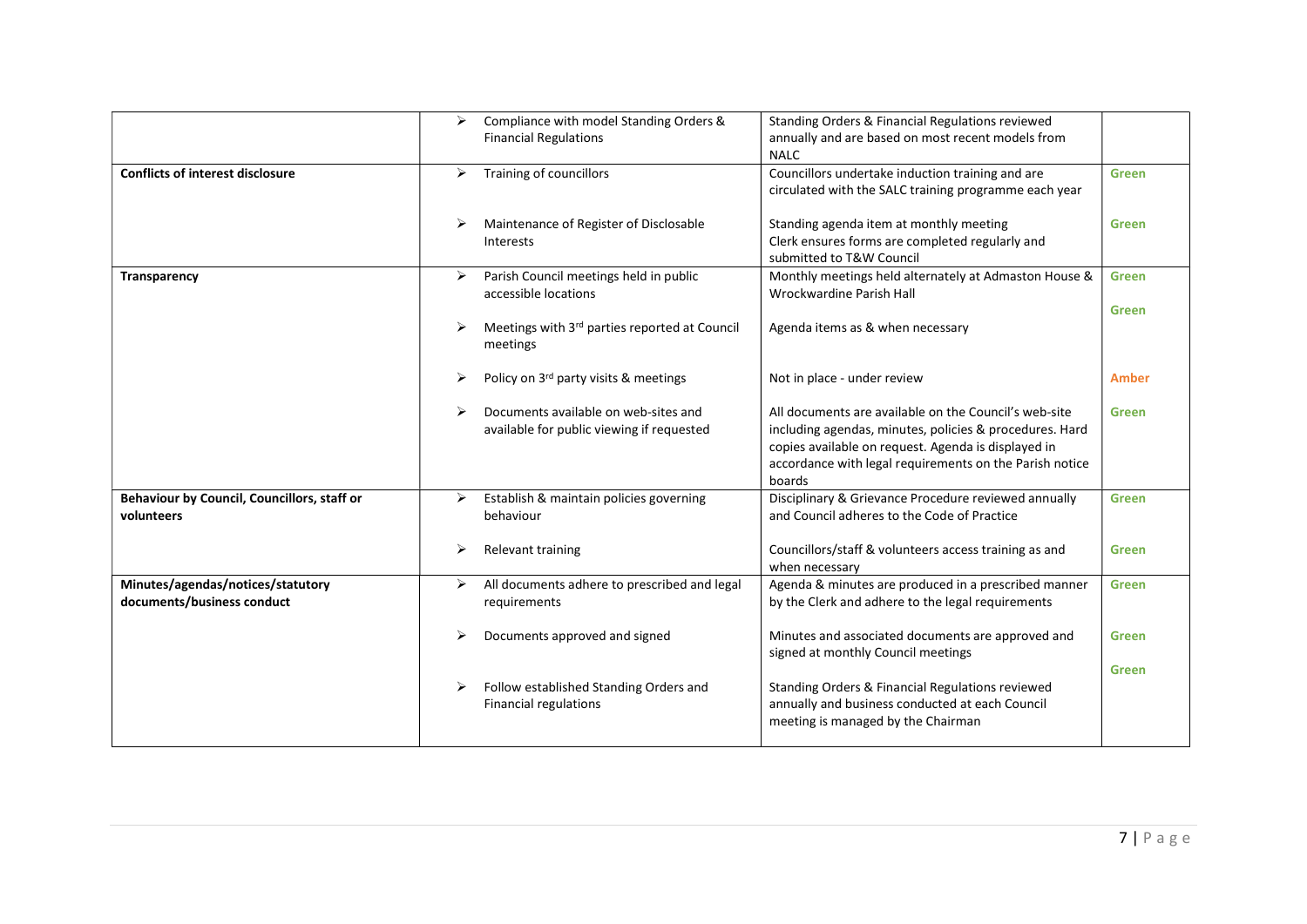| | | | |
|---|---|---|---|
| | ➢ Compliance with model Standing Orders & Financial Regulations | Standing Orders & Financial Regulations reviewed annually and are based on most recent models from NALC | |
| **Conflicts of interest disclosure** | ➢ Training of councillors | Councillors undertake induction training and are circulated with the SALC training programme each year | Green |
| | ➢ Maintenance of Register of Disclosable Interests | Standing agenda item at monthly meeting<br>Clerk ensures forms are completed regularly and submitted to T&W Council | Green |
| **Transparency** | ➢ Parish Council meetings held in public accessible locations | Monthly meetings held alternately at Admaston House & Wrockwardine Parish Hall | Green |
| | ➢ Meetings with 3rd parties reported at Council meetings | Agenda items as & when necessary | Green |
| | ➢ Policy on 3rd party visits & meetings | Not in place - under review | Amber |
| | ➢ Documents available on web-sites and available for public viewing if requested | All documents are available on the Council's web-site including agendas, minutes, policies & procedures. Hard copies available on request. Agenda is displayed in accordance with legal requirements on the Parish notice boards | Green |
| **Behaviour by Council, Councillors, staff or volunteers** | ➢ Establish & maintain policies governing behaviour | Disciplinary & Grievance Procedure reviewed annually and Council adheres to the Code of Practice | Green |
| | ➢ Relevant training | Councillors/staff & volunteers access training as and when necessary | Green |
| **Minutes/agendas/notices/statutory documents/business conduct** | ➢ All documents adhere to prescribed and legal requirements | Agenda & minutes are produced in a prescribed manner by the Clerk and adhere to the legal requirements | Green |
| | ➢ Documents approved and signed | Minutes and associated documents are approved and signed at monthly Council meetings | Green |
| | ➢ Follow established Standing Orders and Financial regulations | Standing Orders & Financial Regulations reviewed annually and business conducted at each Council meeting is managed by the Chairman | Green |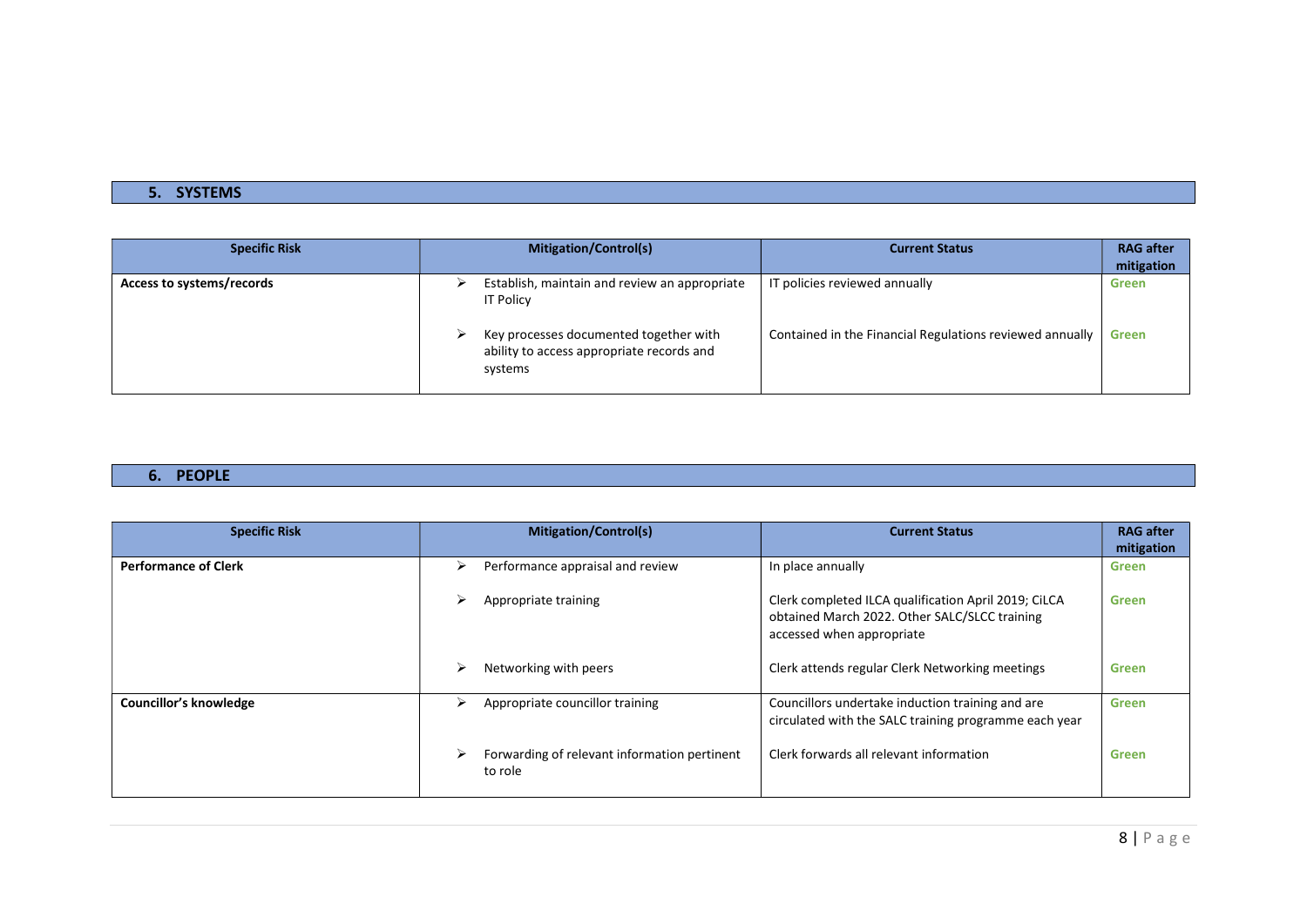## 5. SYSTEMS

| Specific Risk | Mitigation/Control(s) | Current Status | RAG after mitigation |
| --- | --- | --- | --- |
| **Access to systems/records** | ➢ Establish, maintain and review an appropriate IT Policy | IT policies reviewed annually | Green |
| | ➢ Key processes documented together with ability to access appropriate records and systems | Contained in the Financial Regulations reviewed annually | Green |

## 6. PEOPLE

| Specific Risk | Mitigation/Control(s) | Current Status | RAG after mitigation |
| --- | --- | --- | --- |
| **Performance of Clerk** | ➢ Performance appraisal and review | In place annually | Green |
| | ➢ Appropriate training | Clerk completed ILCA qualification April 2019; CiLCA obtained March 2022. Other SALC/SLCC training accessed when appropriate | Green |
| | ➢ Networking with peers | Clerk attends regular Clerk Networking meetings | Green |
| **Councillor's knowledge** | ➢ Appropriate councillor training | Councillors undertake induction training and are circulated with the SALC training programme each year | Green |
| | ➢ Forwarding of relevant information pertinent to role | Clerk forwards all relevant information | Green |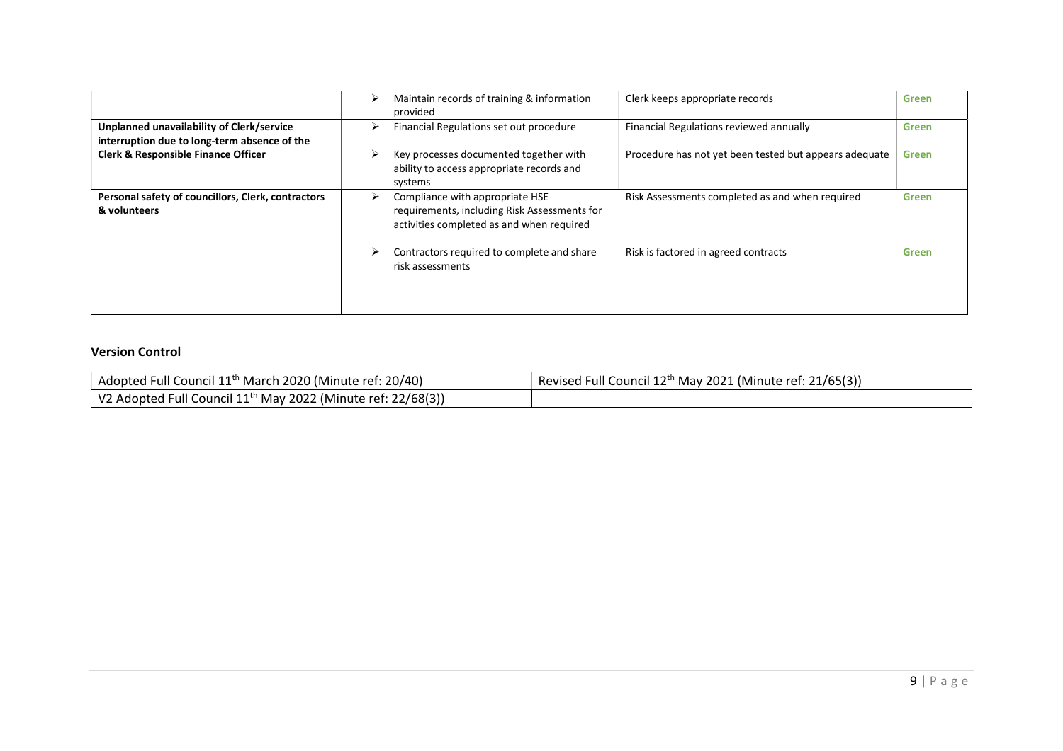| | | | |
|---|---|---|---|
| | ➢ Maintain records of training & information provided | Clerk keeps appropriate records | Green |
| **Unplanned unavailability of Clerk/service interruption due to long-term absence of the Clerk & Responsible Finance Officer** | ➢ Financial Regulations set out procedure | Financial Regulations reviewed annually | Green |
| | ➢ Key processes documented together with ability to access appropriate records and systems | Procedure has not yet been tested but appears adequate | Green |
| **Personal safety of councillors, Clerk, contractors & volunteers** | ➢ Compliance with appropriate HSE requirements, including Risk Assessments for activities completed as and when required | Risk Assessments completed as and when required | Green |
| | ➢ Contractors required to complete and share risk assessments | Risk is factored in agreed contracts | Green |

## Version Control

| | |
|---|---|
| Adopted Full Council 11th March 2020 (Minute ref: 20/40) | Revised Full Council 12th May 2021 (Minute ref: 21/65(3)) |
| V2 Adopted Full Council 11th May 2022 (Minute ref: 22/68(3)) | |